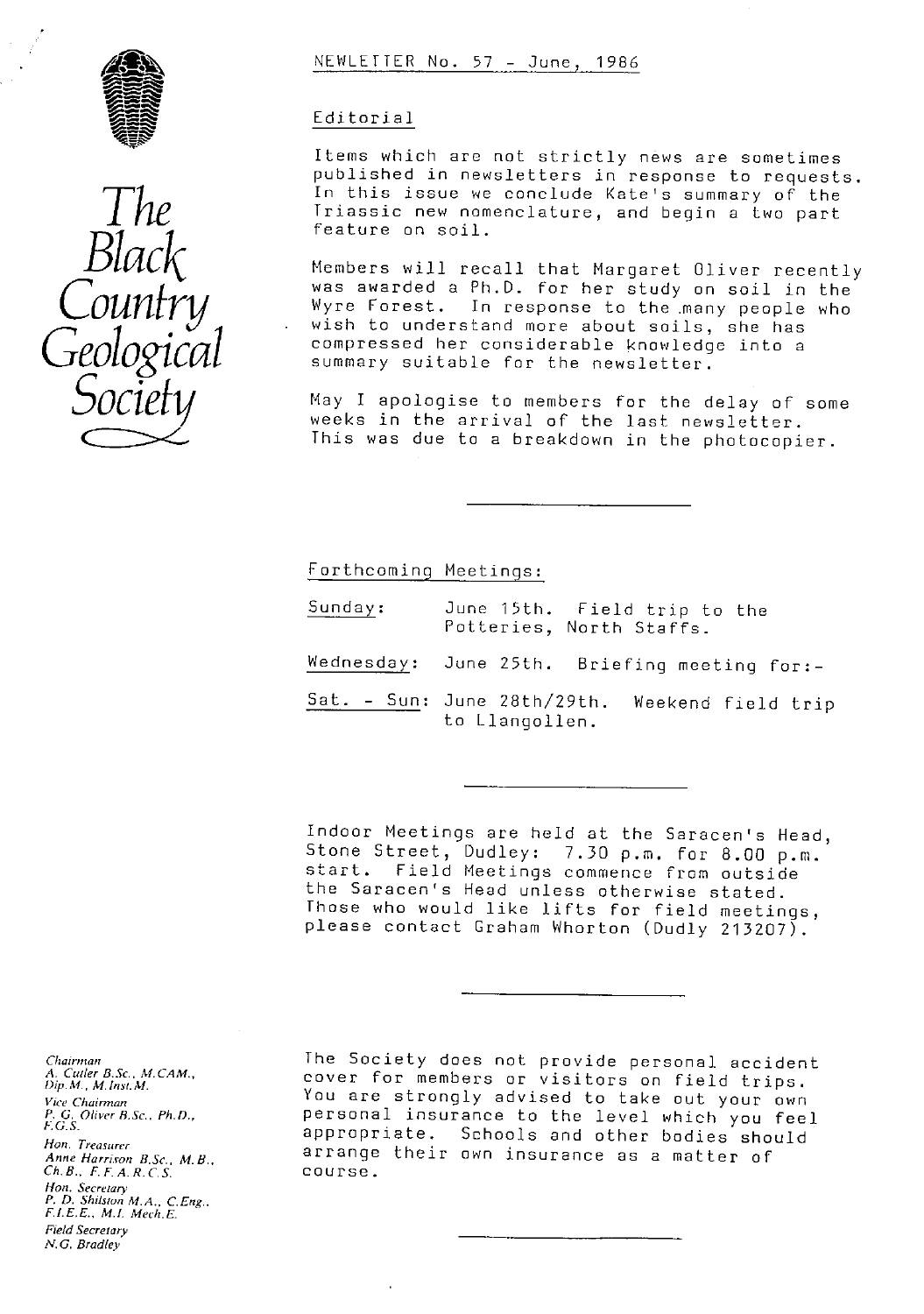# The Black Country Geological Society

NEWLETTER No. 57 - June, 1986

## Editorial

Items which are not strictly news are sometimes published in newsletters in response to requests. In this issue we conclude Kate's summary of the Triassic new nomenclature, and begin a two part feature on soil.

Members will recall that Margaret Oliver recently was awarded a Ph.D. for her study on soil in the Wyre Forest. In response to the many people who wish to understand more about soils, she has compressed her considerable knowledge into a summary suitable for the newsletter.

May I apologise to members for the delay of some weeks in the arrival of the last newsletter. This was due to a breakdown in the photocopier.

---

## Forthcoming Meetings:

Sunday: June 15th. Field trip to the Potteries, North Staffs.

Wednesday: June 25th. Briefing meeting for:-

Sat. - Sun: June 28th/29th. Weekend field trip to Llangollen.

---

Indoor Meetings are held at the Saracen's Head, Stone Street, Dudley: 7.30 p.m. for 8.00 p.m. start. Field Meetings commence from outside the Saracen's Head unless otherwise stated. Those who would like lifts for field meetings, please contact Graham Whorton (Dudly 213207).

---

The Society does not provide personal accident cover for members or visitors on field trips. You are strongly advised to take out your own personal insurance to the level which you feel appropriate. Schools and other bodies should arrange their own insurance as a matter of course.

---

*Chairman*
*A. Cutler B.Sc., M.CAM., Dip.M., M.Inst.M.*

*Vice Chairman*
*P. G. Oliver B.Sc., Ph.D., F.G.S.*

*Hon. Treasurer*
*Anne Harrison B.Sc., M.B., Ch.B., F.F.A.R.C.S.*

*Hon. Secretary*
*P. D. Shilston M.A., C.Eng., F.I.E.E., M.I. Mech.E.*

*Field Secretary*
*N.G. Bradley*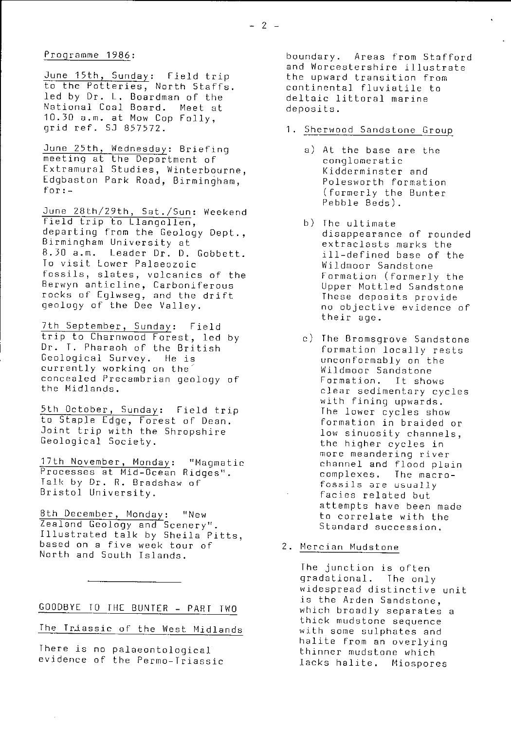Programme 1986:

June 15th, Sunday: Field trip to the Potteries, North Staffs. led by Dr. L. Boardman of the National Coal Board. Meet at 10.30 a.m. at Mow Cop Folly, grid ref. SJ 857572.

June 25th, Wednesday: Briefing meeting at the Department of Extramural Studies, Winterbourne, Edgbaston Park Road, Birmingham, for:-

June 28th/29th, Sat./Sun: Weekend field trip to Llangollen, departing from the Geology Dept., Birmingham University at 8.30 a.m. Leader Dr. D. Gobbett. To visit Lower Palaeozoic fossils, slates, volcanics of the Berwyn anticline, Carboniferous rocks of Eglwseg, and the drift geology of the Dee Valley.

7th September, Sunday: Field trip to Charnwood Forest, led by Dr. T. Pharaoh of the British Geological Survey. He is currently working on the concealed Precambrian geology of the Midlands.

5th October, Sunday: Field trip to Staple Edge, Forest of Dean. Joint trip with the Shropshire Geological Society.

17th November, Monday: "Magmatic Processes at Mid-Ocean Ridges". Talk by Dr. R. Bradshaw of Bristol University.

8th December, Monday: "New Zealand Geology and Scenery". Illustrated talk by Sheila Pitts, based on a five week tour of North and South Islands.

---

## GOODBYE TO THE BUNTER - PART TWO

### The Triassic of the West Midlands

There is no palaeontological evidence of the Permo-Triassic boundary. Areas from Stafford and Worcestershire illustrate the upward transition from continental fluviatile to deltaic littoral marine deposits.

1. Sherwood Sandstone Group

   a) At the base are the conglomeratic Kidderminster and Polesworth formation (formerly the Bunter Pebble Beds).

   b) The ultimate disappearance of rounded extraclasts marks the ill-defined base of the Wildmoor Sandstone Formation (formerly the Upper Mottled Sandstone These deposits provide no objective evidence of their age.

   c) The Bromsgrove Sandstone formation locally rests unconformably on the Wildmoor Sandstone Formation. It shows clear sedimentary cycles with fining upwards. The lower cycles show formation in braided or low sinuosity channels, the higher cycles in more meandering river channel and flood plain complexes. The macrofossils are usually facies related but attempts have been made to correlate with the Standard succession.

2. Mercian Mudstone

   The junction is often gradational. The only widespread distinctive unit is the Arden Sandstone, which broadly separates a thick mudstone sequence with some sulphates and halite from an overlying thinner mudstone which lacks halite. Miospores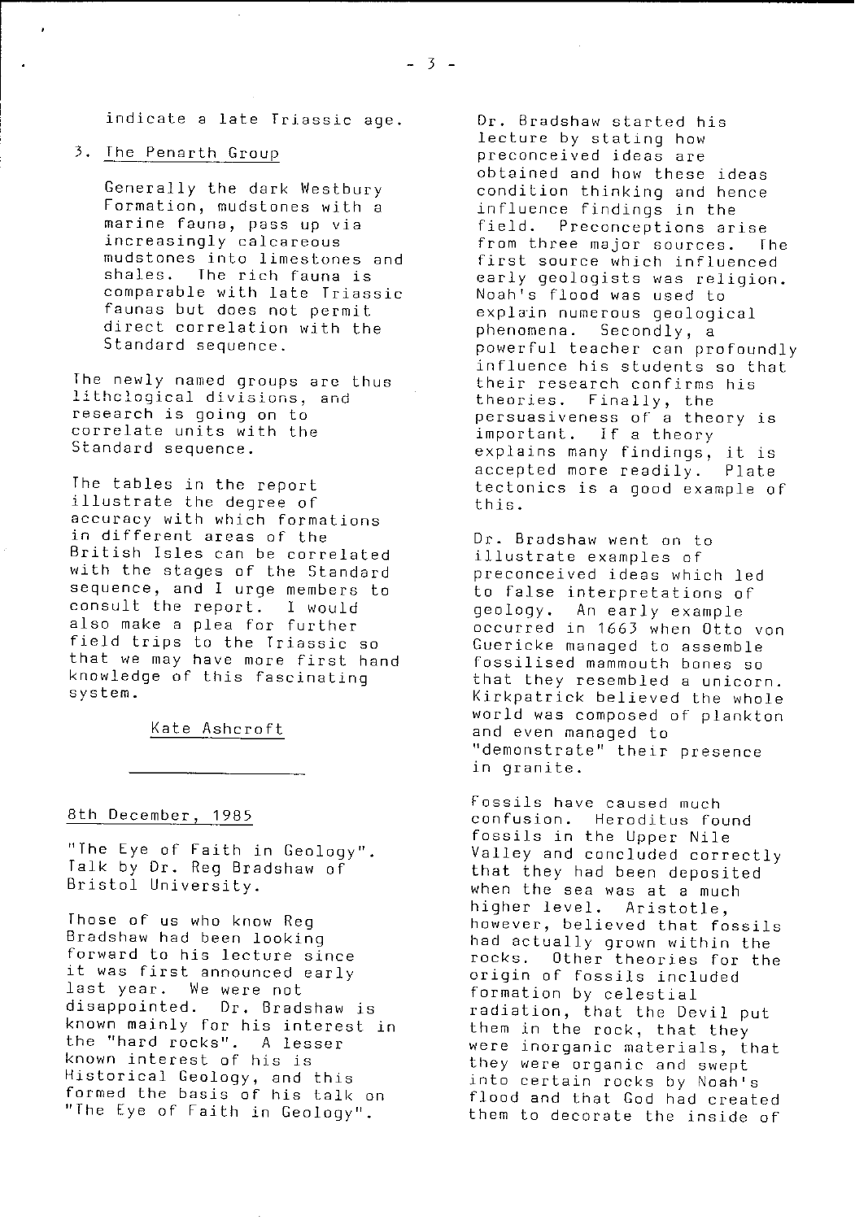indicate a late Triassic age.

3. The Penarth Group

   Generally the dark Westbury Formation, mudstones with a marine fauna, pass up via increasingly calcareous mudstones into limestones and shales. The rich fauna is comparable with late Triassic faunas but does not permit direct correlation with the Standard sequence.

The newly named groups are thus lithological divisions, and research is going on to correlate units with the Standard sequence.

The tables in the report illustrate the degree of accuracy with which formations in different areas of the British Isles can be correlated with the stages of the Standard sequence, and I urge members to consult the report. I would also make a plea for further field trips to the Triassic so that we may have more first hand knowledge of this fascinating system.

Kate Ashcroft

---

## 8th December, 1985

"The Eye of Faith in Geology". Talk by Dr. Reg Bradshaw of Bristol University.

Those of us who know Reg Bradshaw had been looking forward to his lecture since it was first announced early last year. We were not disappointed. Dr. Bradshaw is known mainly for his interest in the "hard rocks". A lesser known interest of his is Historical Geology, and this formed the basis of his talk on "The Eye of Faith in Geology".

Dr. Bradshaw started his lecture by stating how preconceived ideas are obtained and how these ideas condition thinking and hence influence findings in the field. Preconceptions arise from three major sources. The first source which influenced early geologists was religion. Noah's flood was used to explain numerous geological phenomena. Secondly, a powerful teacher can profoundly influence his students so that their research confirms his theories. Finally, the persuasiveness of a theory is important. If a theory explains many findings, it is accepted more readily. Plate tectonics is a good example of this.

Dr. Bradshaw went on to illustrate examples of preconceived ideas which led to false interpretations of geology. An early example occurred in 1663 when Otto von Guericke managed to assemble fossilised mammouth bones so that they resembled a unicorn. Kirkpatrick believed the whole world was composed of plankton and even managed to "demonstrate" their presence in granite.

Fossils have caused much confusion. Heroditus found fossils in the Upper Nile Valley and concluded correctly that they had been deposited when the sea was at a much higher level. Aristotle, however, believed that fossils had actually grown within the rocks. Other theories for the origin of fossils included formation by celestial radiation, that the Devil put them in the rock, that they were inorganic materials, that they were organic and swept into certain rocks by Noah's flood and that God had created them to decorate the inside of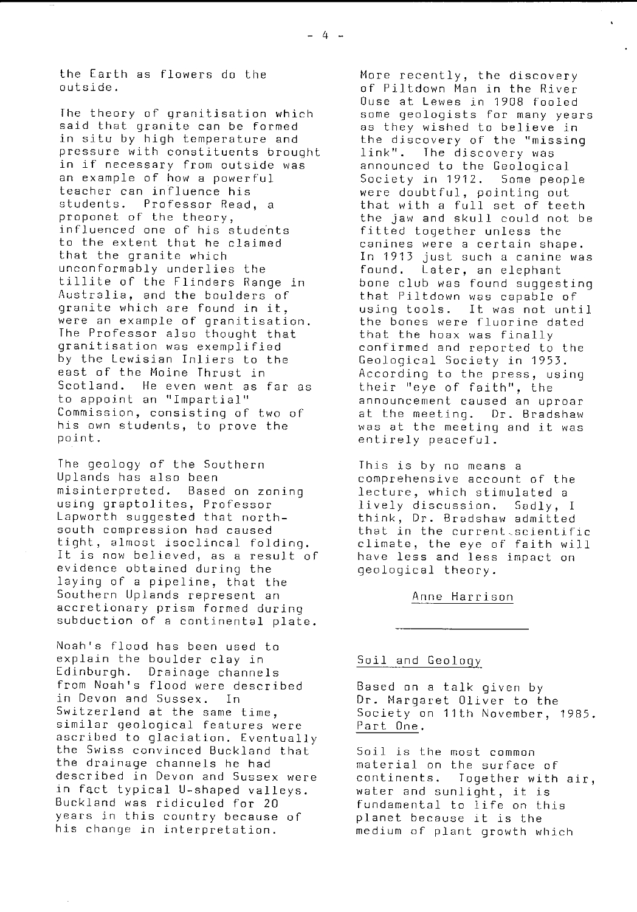the Earth as flowers do the outside.

The theory of granitisation which said that granite can be formed in situ by high temperature and pressure with constituents brought in if necessary from outside was an example of how a powerful teacher can influence his students. Professor Read, a proponet of the theory, influenced one of his students to the extent that he claimed that the granite which unconformably underlies the tillite of the Flinders Range in Australia, and the boulders of granite which are found in it, were an example of granitisation. The Professor also thought that granitisation was exemplified by the Lewisian Inliers to the east of the Moine Thrust in Scotland. He even went as far as to appoint an "Impartial" Commission, consisting of two of his own students, to prove the point.

The geology of the Southern Uplands has also been misinterpreted. Based on zoning using graptolites, Professor Lapworth suggested that north-south compression had caused tight, almost isoclincal folding. It is now believed, as a result of evidence obtained during the laying of a pipeline, that the Southern Uplands represent an accretionary prism formed during subduction of a continental plate.

Noah's flood has been used to explain the boulder clay in Edinburgh. Drainage channels from Noah's flood were described in Devon and Sussex. In Switzerland at the same time, similar geological features were ascribed to glaciation. Eventually the Swiss convinced Buckland that the drainage channels he had described in Devon and Sussex were in fact typical U-shaped valleys. Buckland was ridiculed for 20 years in this country because of his change in interpretation.

More recently, the discovery of Piltdown Man in the River Ouse at Lewes in 1908 fooled some geologists for many years as they wished to believe in the discovery of the "missing link". The discovery was announced to the Geological Society in 1912. Some people were doubtful, pointing out that with a full set of teeth the jaw and skull could not be fitted together unless the canines were a certain shape. In 1913 just such a canine was found. Later, an elephant bone club was found suggesting that Piltdown was capable of using tools. It was not until the bones were fluorine dated that the hoax was finally confirmed and reported to the Geological Society in 1953. According to the press, using their "eye of faith", the announcement caused an uproar at the meeting. Dr. Bradshaw was at the meeting and it was entirely peaceful.

This is by no means a comprehensive account of the lecture, which stimulated a lively discussion. Sadly, I think, Dr. Bradshaw admitted that in the current scientific climate, the eye of faith will have less and less impact on geological theory.

Anne Harrison

---

## Soil and Geology

Based on a talk given by Dr. Margaret Oliver to the Society on 11th November, 1985. Part One.

Soil is the most common material on the surface of continents. Together with air, water and sunlight, it is fundamental to life on this planet because it is the medium of plant growth which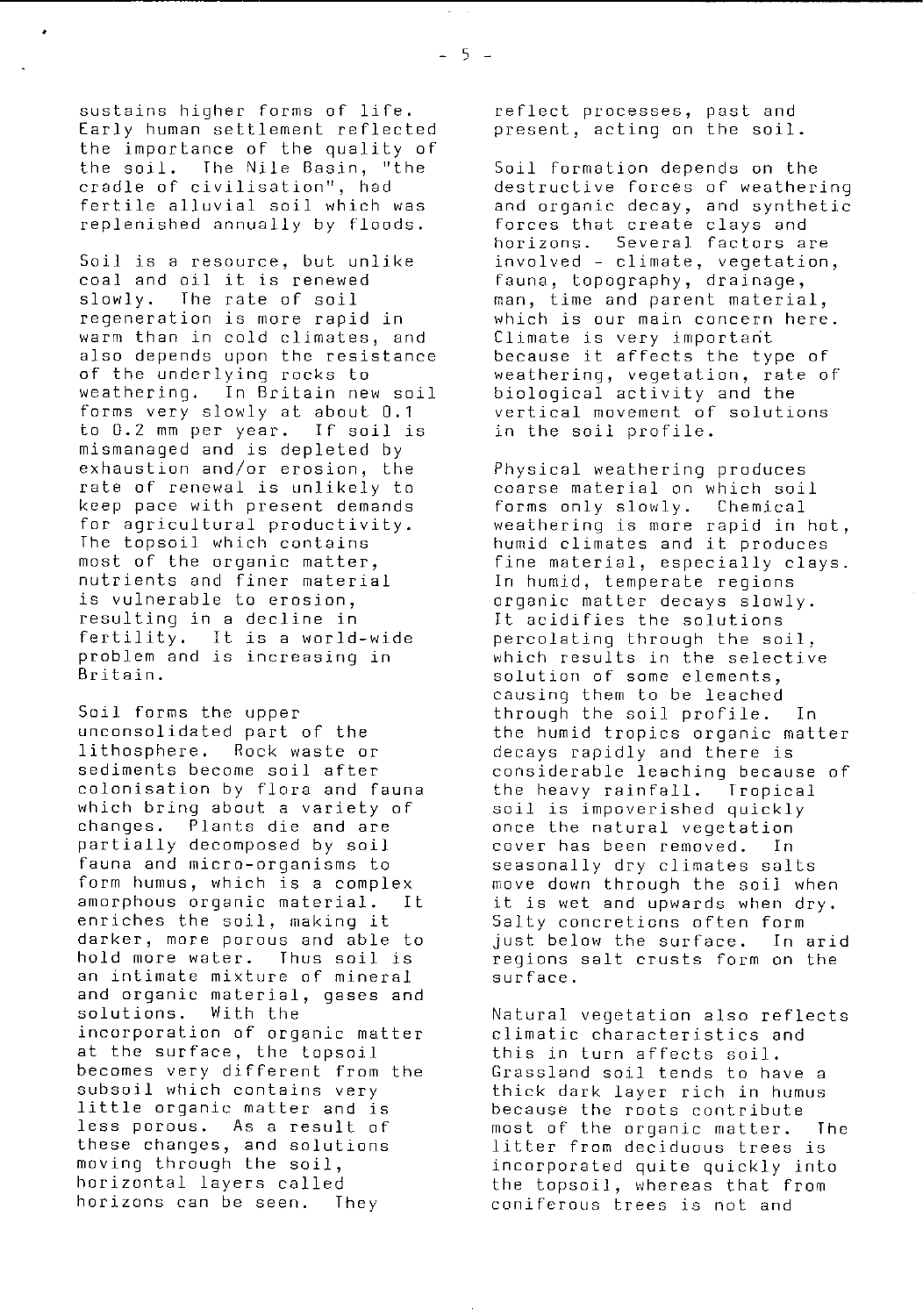sustains higher forms of life. Early human settlement reflected the importance of the quality of the soil. The Nile Basin, "the cradle of civilisation", had fertile alluvial soil which was replenished annually by floods.

Soil is a resource, but unlike coal and oil it is renewed slowly. The rate of soil regeneration is more rapid in warm than in cold climates, and also depends upon the resistance of the underlying rocks to weathering. In Britain new soil forms very slowly at about 0.1 to 0.2 mm per year. If soil is mismanaged and is depleted by exhaustion and/or erosion, the rate of renewal is unlikely to keep pace with present demands for agricultural productivity. The topsoil which contains most of the organic matter, nutrients and finer material is vulnerable to erosion, resulting in a decline in fertility. It is a world-wide problem and is increasing in Britain.

Soil forms the upper unconsolidated part of the lithosphere. Rock waste or sediments become soil after colonisation by flora and fauna which bring about a variety of changes. Plants die and are partially decomposed by soil fauna and micro-organisms to form humus, which is a complex amorphous organic material. It enriches the soil, making it darker, more porous and able to hold more water. Thus soil is an intimate mixture of mineral and organic material, gases and solutions. With the incorporation of organic matter at the surface, the topsoil becomes very different from the subsoil which contains very little organic matter and is less porous. As a result of these changes, and solutions moving through the soil, horizontal layers called horizons can be seen. They reflect processes, past and present, acting on the soil.

Soil formation depends on the destructive forces of weathering and organic decay, and synthetic forces that create clays and horizons. Several factors are involved - climate, vegetation, fauna, topography, drainage, man, time and parent material, which is our main concern here. Climate is very important because it affects the type of weathering, vegetation, rate of biological activity and the vertical movement of solutions in the soil profile.

Physical weathering produces coarse material on which soil forms only slowly. Chemical weathering is more rapid in hot, humid climates and it produces fine material, especially clays. In humid, temperate regions organic matter decays slowly. It acidifies the solutions percolating through the soil, which results in the selective solution of some elements, causing them to be leached through the soil profile. In the humid tropics organic matter decays rapidly and there is considerable leaching because of the heavy rainfall. Tropical soil is impoverished quickly once the natural vegetation cover has been removed. In seasonally dry climates salts move down through the soil when it is wet and upwards when dry. Salty concretions often form just below the surface. In arid regions salt crusts form on the surface.

Natural vegetation also reflects climatic characteristics and this in turn affects soil. Grassland soil tends to have a thick dark layer rich in humus because the roots contribute most of the organic matter. The litter from deciduous trees is incorporated quite quickly into the topsoil, whereas that from coniferous trees is not and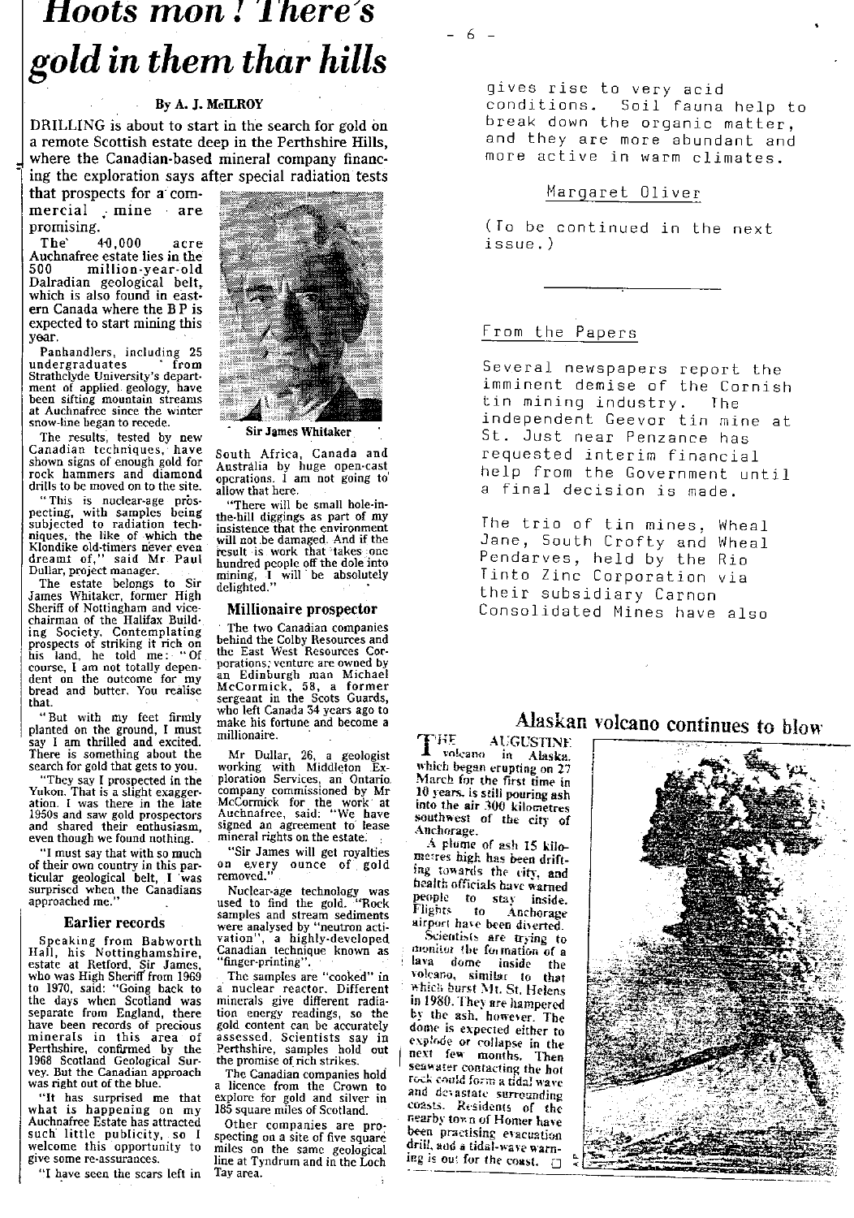# Hoots mon! There's gold in them thar hills

By A. J. McILROY

DRILLING is about to start in the search for gold on a remote Scottish estate deep in the Perthshire Hills, where the Canadian-based mineral company financing the exploration says after special radiation tests that prospects for a commercial mine are promising.

The 40,000 acre Auchnafree estate lies in the 500 million-year-old Dalradian geological belt, which is also found in eastern Canada where the B P is expected to start mining this year.

Panhandlers, including 25 undergraduates from Strathclyde University's department of applied geology, have been sifting mountain streams at Auchnafree since the winter snow-line began to recede.

The results, tested by new Canadian techniques, have shown signs of enough gold for rock hammers and diamond drills to be moved on to the site.

"This is nuclear-age prospecting, with samples being subjected to radiation techniques, the like of which the Klondike old-timers never even dreamt of," said Mr Paul Dullar, project manager.

The estate belongs to Sir James Whitaker, former High Sheriff of Nottingham and vice-chairman of the Halifax Building Society. Contemplating prospects of striking it rich on his land, he told me: "Of course, I am not totally dependent on the outcome for my bread and butter. You realise that.

"But with my feet firmly planted on the ground, I must say I am thrilled and excited. There is something about the search for gold that gets to you.

"They say I prospected in the Yukon. That is a slight exaggeration. I was there in the late 1950s and saw gold prospectors and shared their enthusiasm, even though we found nothing.

"I must say that with so much of their own country in this particular geological belt, I was surprised when the Canadians approached me."

### Earlier records

Speaking from Babworth Hall, his Nottinghamshire, estate at Retford, Sir James, who was High Sheriff from 1969 to 1970, said: "Going back to the days when Scotland was separate from England, there have been records of precious minerals in this area of Perthshire, confirmed by the 1968 Scotland Geological Survey. But the Canadian approach was right out of the blue.

"It has surprised me that what is happening on my Auchnafree Estate has attracted such little publicity, so I welcome this opportunity to give some re-assurances.

"I have seen the scars left in South Africa, Canada and Australia by huge open-cast operations. I am not going to allow that here.

"There will be small hole-in-the-hill diggings as part of my insistence that the environment will not be damaged. And if the result is work that takes one hundred people off the dole into mining, I will be absolutely delighted."

Sir James Whitaker

### Millionaire prospector

The two Canadian companies behind the Colby Resources and the East West Resources Corporations; venture are owned by an Edinburgh man Michael McCormick, 58, a former sergeant in the Scots Guards, who left Canada 34 years ago to make his fortune and become a millionaire.

Mr Dullar, 26, a geologist working with Middleton Exploration Services, an Ontario company commissioned by Mr McCormick for the work at Auchnafree, said: "We have signed an agreement to lease mineral rights on the estate.

"Sir James will get royalties on every ounce of gold removed."

Nuclear-age technology was used to find the gold. "Rock samples and stream sediments were analysed by "neutron activation", a highly-developed Canadian technique known as "finger-printing".

The samples are "cooked" in a nuclear reactor. Different minerals give different radiation energy readings, so the gold content can be accurately assessed. Scientists say in Perthshire, samples hold out the promise of rich strikes.

The Canadian companies hold a licence from the Crown to explore for gold and silver in 185 square miles of Scotland.

Other companies are prospecting on a site of five square miles on the same geological line at Tyndrum and in the Loch Tay area.

---

gives rise to very acid conditions. Soil fauna help to break down the organic matter, and they are more abundant and more active in warm climates.

Margaret Oliver

(To be continued in the next issue.)

---

## From the Papers

Several newspapers report the imminent demise of the Cornish tin mining industry. The independent Geevor tin mine at St. Just near Penzance has requested interim financial help from the Government until a final decision is made.

The trio of tin mines, Wheal Jane, South Crofty and Wheal Pendarves, held by the Rio Tinto Zinc Corporation via their subsidiary Carnon Consolidated Mines have also

---

## Alaskan volcano continues to blow

THE AUGUSTINE volcano in Alaska, which began erupting on 27 March for the first time in 10 years, is still pouring ash into the air 300 kilometres southwest of the city of Anchorage.

A plume of ash 15 kilometres high has been drifting towards the city, and health officials have warned people to stay inside. Flights to Anchorage airport have been diverted.

Scientists are trying to monitor the formation of a lava dome inside the volcano, similar to that which burst Mt. St. Helens in 1980. They are hampered by the ash, however. The dome is expected either to explode or collapse in the next few months. Then seawater contacting the hot rock could form a tidal wave and devastate surrounding coasts. Residents of the nearby town of Homer have been practising evacuation drill, and a tidal-wave warning is out for the coast.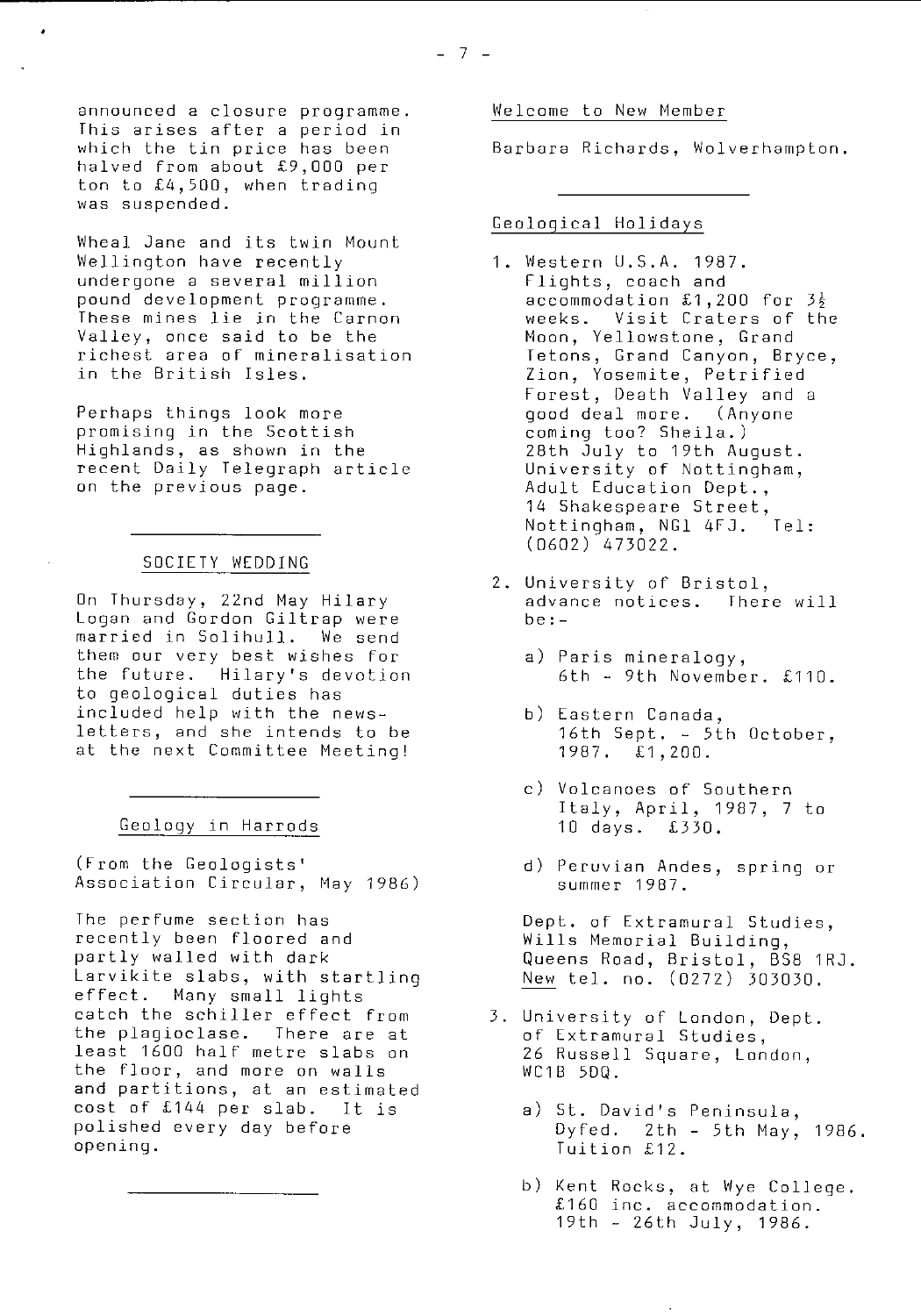announced a closure programme. This arises after a period in which the tin price has been halved from about £9,000 per ton to £4,500, when trading was suspended.

Wheal Jane and its twin Mount Wellington have recently undergone a several million pound development programme. These mines lie in the Carnon Valley, once said to be the richest area of mineralisation in the British Isles.

Perhaps things look more promising in the Scottish Highlands, as shown in the recent Daily Telegraph article on the previous page.

---

## SOCIETY WEDDING

On Thursday, 22nd May Hilary Logan and Gordon Giltrap were married in Solihull. We send them our very best wishes for the future. Hilary's devotion to geological duties has included help with the newsletters, and she intends to be at the next Committee Meeting!

---

## Geology in Harrods

(From the Geologists' Association Circular, May 1986)

The perfume section has recently been floored and partly walled with dark Larvikite slabs, with startling effect. Many small lights catch the schiller effect from the plagioclase. There are at least 1600 half metre slabs on the floor, and more on walls and partitions, at an estimated cost of £144 per slab. It is polished every day before opening.

---

## Welcome to New Member

Barbara Richards, Wolverhampton.

---

## Geological Holidays

1. Western U.S.A. 1987. Flights, coach and accommodation £1,200 for 3½ weeks. Visit Craters of the Moon, Yellowstone, Grand Tetons, Grand Canyon, Bryce, Zion, Yosemite, Petrified Forest, Death Valley and a good deal more. (Anyone coming too? Sheila.) 28th July to 19th August. University of Nottingham, Adult Education Dept., 14 Shakespeare Street, Nottingham, NG1 4FJ. Tel: (0602) 473022.

2. University of Bristol, advance notices. There will be:-

   a) Paris mineralogy, 6th - 9th November. £110.

   b) Eastern Canada, 16th Sept. - 5th October, 1987. £1,200.

   c) Volcanoes of Southern Italy, April, 1987, 7 to 10 days. £330.

   d) Peruvian Andes, spring or summer 1987.

   Dept. of Extramural Studies, Wills Memorial Building, Queens Road, Bristol, BS8 1RJ. New tel. no. (0272) 303030.

3. University of London, Dept. of Extramural Studies, 26 Russell Square, London, WC1B 5DQ.

   a) St. David's Peninsula, Dyfed. 2th - 5th May, 1986. Tuition £12.

   b) Kent Rocks, at Wye College. £160 inc. accommodation. 19th - 26th July, 1986.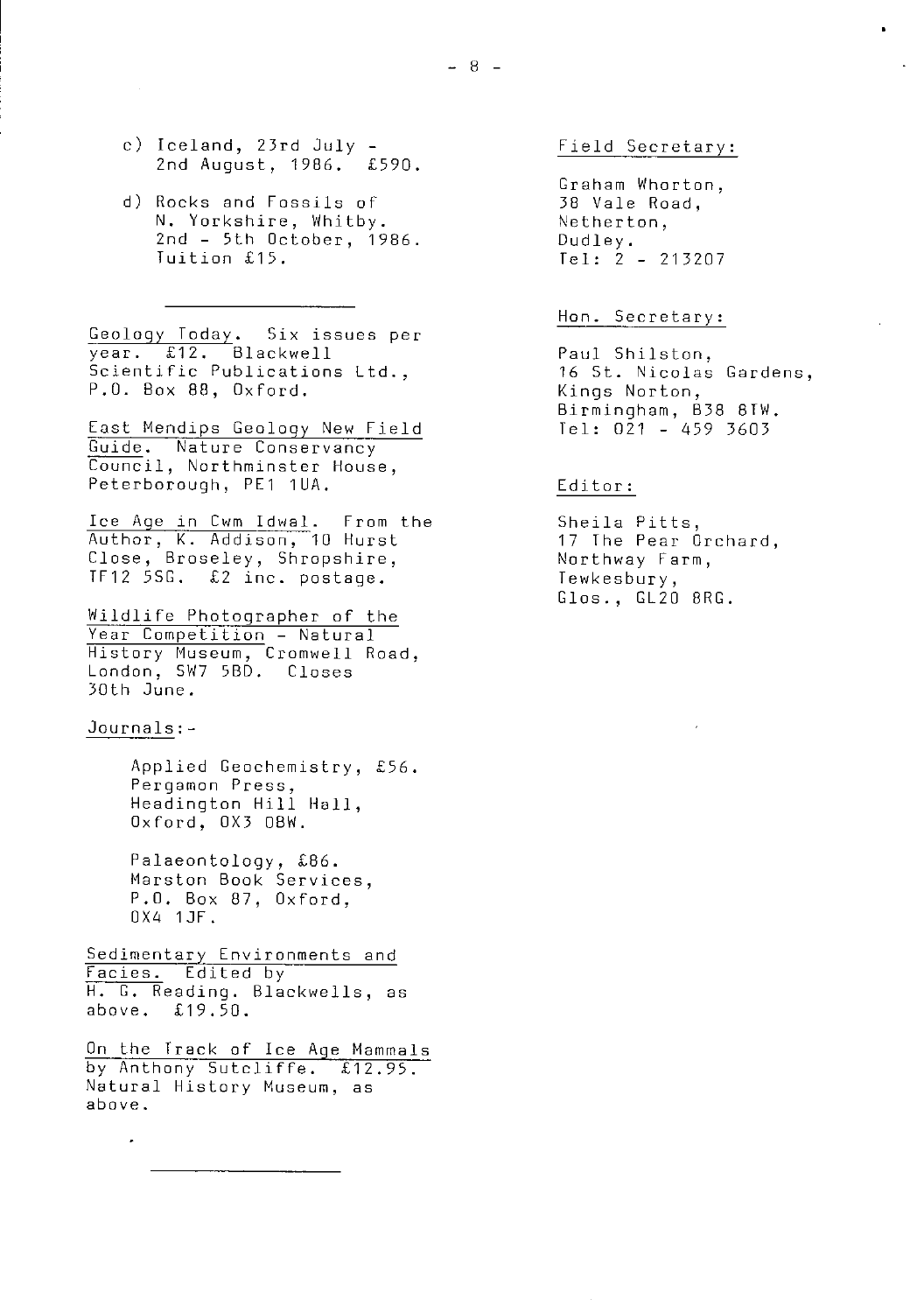c) Iceland, 23rd July - 2nd August, 1986. £590.

d) Rocks and Fossils of N. Yorkshire, Whitby. 2nd - 5th October, 1986. Tuition £15.

---

Geology Today. Six issues per year. £12. Blackwell Scientific Publications Ltd., P.O. Box 88, Oxford.

East Mendips Geology New Field Guide. Nature Conservancy Council, Northminster House, Peterborough, PE1 1UA.

Ice Age in Cwm Idwal. From the Author, K. Addison, 10 Hurst Close, Broseley, Shropshire, TF12 5SG. £2 inc. postage.

Wildlife Photographer of the Year Competition - Natural History Museum, Cromwell Road, London, SW7 5BD. Closes 30th June.

Journals:-

Applied Geochemistry, £56. Pergamon Press, Headington Hill Hall, Oxford, OX3 0BW.

Palaeontology, £86. Marston Book Services, P.O. Box 87, Oxford, OX4 1JF.

Sedimentary Environments and Facies. Edited by H. G. Reading. Blackwells, as above. £19.50.

On the Track of Ice Age Mammals by Anthony Sutcliffe. £12.95. Natural History Museum, as above.

---

Field Secretary:

Graham Whorton,
38 Vale Road,
Netherton,
Dudley.
Tel: 2 - 213207

Hon. Secretary:

Paul Shilston,
16 St. Nicolas Gardens,
Kings Norton,
Birmingham, B38 8TW.
Tel: 021 - 459 3603

Editor:

Sheila Pitts,
17 The Pear Orchard,
Northway Farm,
Tewkesbury,
Glos., GL20 8RG.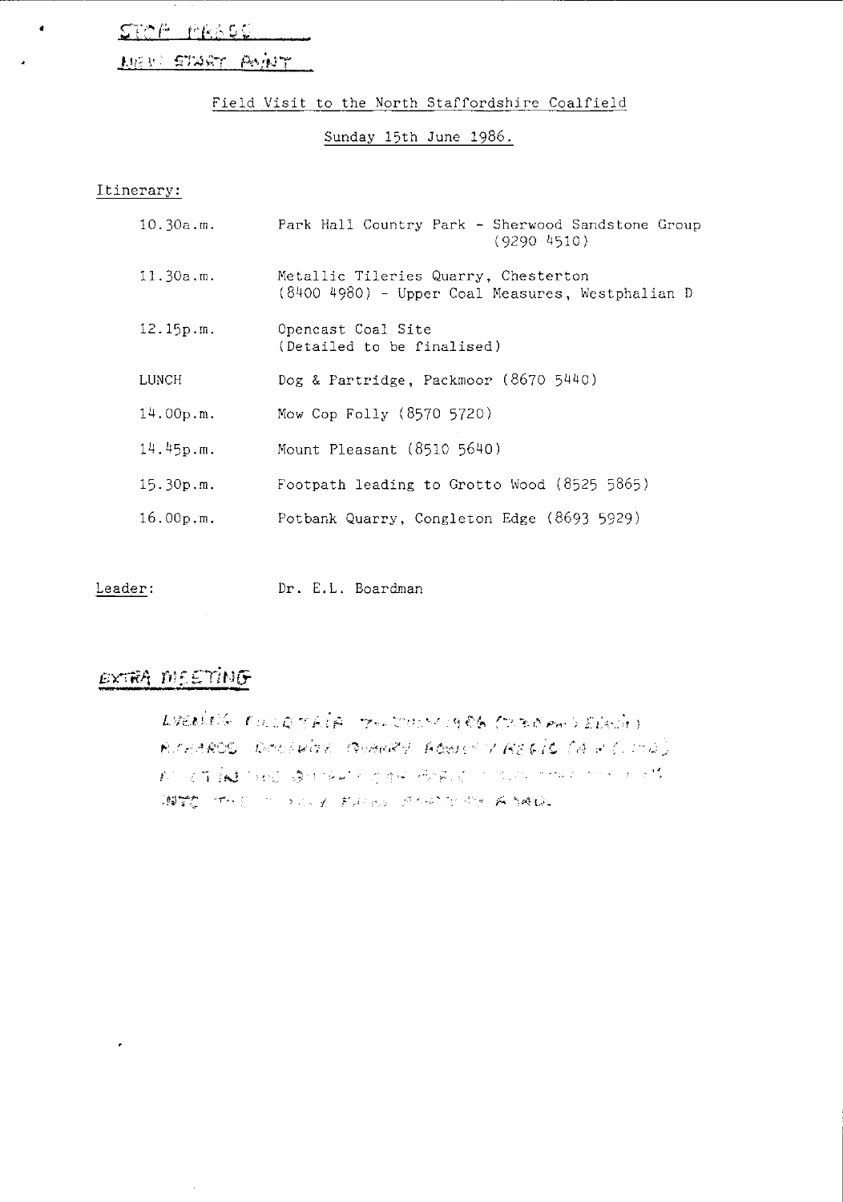STOP PRESS

NEW START POINT

Field Visit to the North Staffordshire Coalfield

Sunday 15th June 1986.

Itinerary:

| | |
|---|---|
| 10.30a.m. | Park Hall Country Park - Sherwood Sandstone Group (9290 4510) |
| 11.30a.m. | Metallic Tileries Quarry, Chesterton (8400 4980) - Upper Coal Measures, Westphalian D |
| 12.15p.m. | Opencast Coal Site (Detailed to be finalised) |
| LUNCH | Dog & Partridge, Packmoor (8670 5440) |
| 14.00p.m. | Mow Cop Folly (8570 5720) |
| 14.45p.m. | Mount Pleasant (8510 5640) |
| 15.30p.m. | Footpath leading to Grotto Wood (8525 5865) |
| 16.00p.m. | Potbank Quarry, Congleton Edge (8693 5929) |

Leader: Dr. E.L. Boardman

EXTRA MEETING

EVENING FIELD TRIP THURSDAY ... 1986 (7.30 pm) EDWIN RICHARDS DOLERITE QUARRY ROWLEY REGIS ... ... INTO THE ...